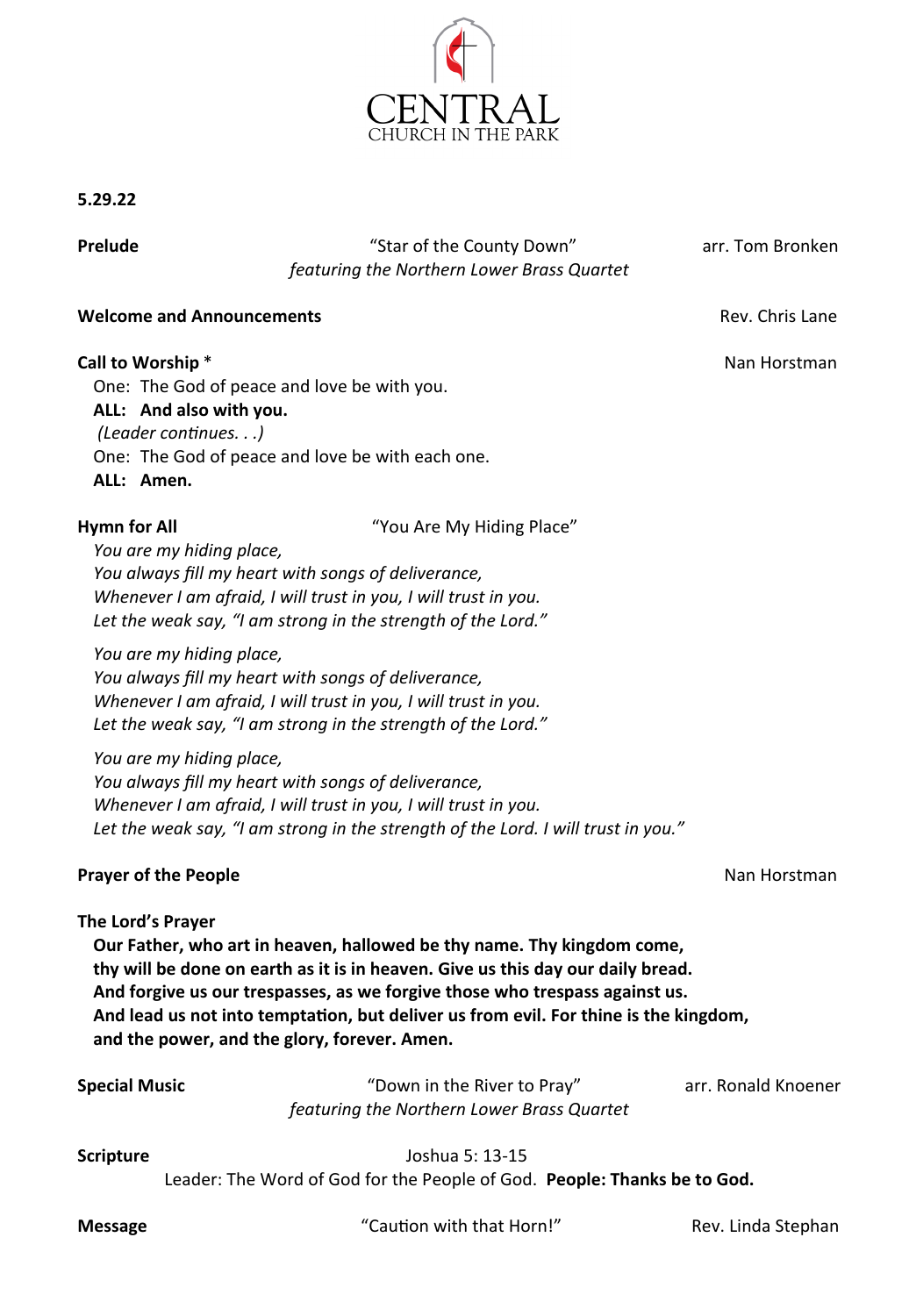CENTRAL
CHURCH IN THE PARK

**5.29.22**

**Prelude** "Star of the County Down" arr. Tom Bronken
*featuring the Northern Lower Brass Quartet*

**Welcome and Announcements** Rev. Chris Lane

**Call to Worship** * Nan Horstman

One: The God of peace and love be with you.
**ALL: And also with you.**
*(Leader continues. . .)*
One: The God of peace and love be with each one.
**ALL: Amen.**

**Hymn for All** "You Are My Hiding Place"

*You are my hiding place,*
*You always fill my heart with songs of deliverance,*
*Whenever I am afraid, I will trust in you, I will trust in you.*
*Let the weak say, "I am strong in the strength of the Lord."*

*You are my hiding place,*
*You always fill my heart with songs of deliverance,*
*Whenever I am afraid, I will trust in you, I will trust in you.*
*Let the weak say, "I am strong in the strength of the Lord."*

*You are my hiding place,*
*You always fill my heart with songs of deliverance,*
*Whenever I am afraid, I will trust in you, I will trust in you.*
*Let the weak say, "I am strong in the strength of the Lord. I will trust in you."*

**Prayer of the People** Nan Horstman

**The Lord's Prayer**

**Our Father, who art in heaven, hallowed be thy name. Thy kingdom come, thy will be done on earth as it is in heaven. Give us this day our daily bread. And forgive us our trespasses, as we forgive those who trespass against us. And lead us not into temptation, but deliver us from evil. For thine is the kingdom, and the power, and the glory, forever. Amen.**

**Special Music** "Down in the River to Pray" arr. Ronald Knoener
*featuring the Northern Lower Brass Quartet*

**Scripture** Joshua 5: 13-15
Leader: The Word of God for the People of God. **People: Thanks be to God.**

**Message** "Caution with that Horn!" Rev. Linda Stephan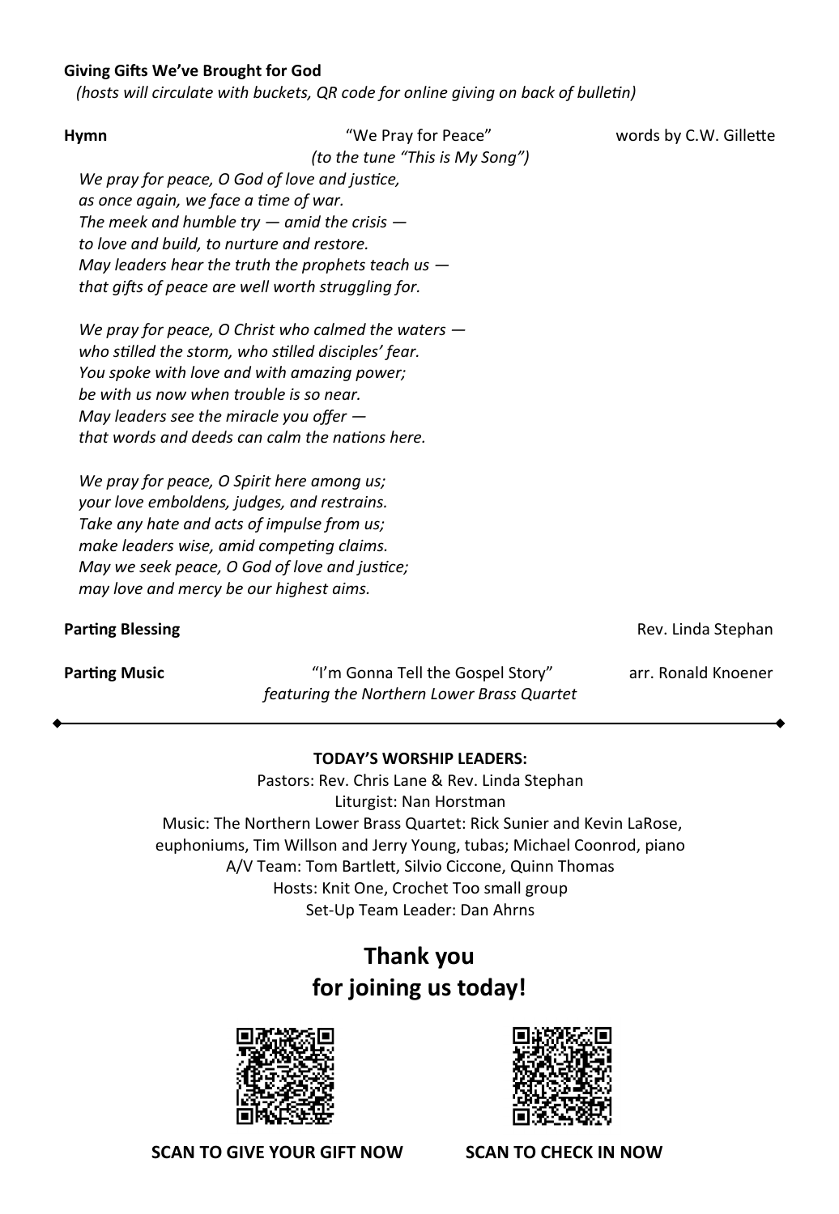**Giving Gifts We've Brought for God**

*(hosts will circulate with buckets, QR code for online giving on back of bulletin)*

**Hymn** "We Pray for Peace" words by C.W. Gillette
*(to the tune "This is My Song")*

*We pray for peace, O God of love and justice,*
*as once again, we face a time of war.*
*The meek and humble try — amid the crisis —*
*to love and build, to nurture and restore.*
*May leaders hear the truth the prophets teach us —*
*that gifts of peace are well worth struggling for.*

*We pray for peace, O Christ who calmed the waters —*
*who stilled the storm, who stilled disciples' fear.*
*You spoke with love and with amazing power;*
*be with us now when trouble is so near.*
*May leaders see the miracle you offer —*
*that words and deeds can calm the nations here.*

*We pray for peace, O Spirit here among us;*
*your love emboldens, judges, and restrains.*
*Take any hate and acts of impulse from us;*
*make leaders wise, amid competing claims.*
*May we seek peace, O God of love and justice;*
*may love and mercy be our highest aims.*

**Parting Blessing** Rev. Linda Stephan

**Parting Music** "I'm Gonna Tell the Gospel Story" arr. Ronald Knoener
*featuring the Northern Lower Brass Quartet*

---

**TODAY'S WORSHIP LEADERS:**

Pastors: Rev. Chris Lane & Rev. Linda Stephan
Liturgist: Nan Horstman
Music: The Northern Lower Brass Quartet: Rick Sunier and Kevin LaRose, euphoniums, Tim Willson and Jerry Young, tubas; Michael Coonrod, piano
A/V Team: Tom Bartlett, Silvio Ciccone, Quinn Thomas
Hosts: Knit One, Crochet Too small group
Set-Up Team Leader: Dan Ahrns

## Thank you for joining us today!

**SCAN TO GIVE YOUR GIFT NOW** **SCAN TO CHECK IN NOW**